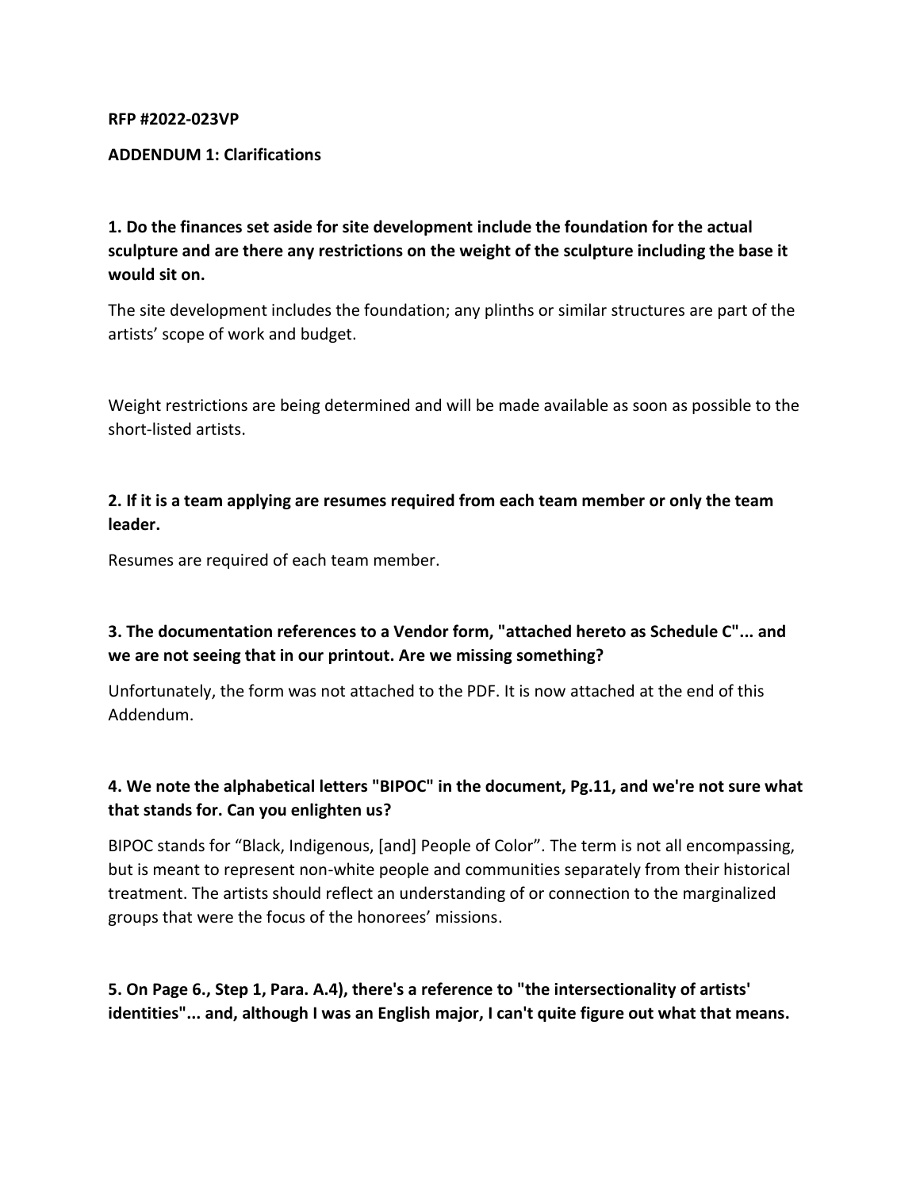**RFP #2022-023VP**

**ADDENDUM 1: Clarifications**

**1. Do the finances set aside for site development include the foundation for the actual sculpture and are there any restrictions on the weight of the sculpture including the base it would sit on.**

The site development includes the foundation; any plinths or similar structures are part of the artists' scope of work and budget.

Weight restrictions are being determined and will be made available as soon as possible to the short-listed artists.

**2. If it is a team applying are resumes required from each team member or only the team leader.**

Resumes are required of each team member.

**3. The documentation references to a Vendor form, "attached hereto as Schedule C"... and we are not seeing that in our printout. Are we missing something?**

Unfortunately, the form was not attached to the PDF. It is now attached at the end of this Addendum.

**4. We note the alphabetical letters "BIPOC" in the document, Pg.11, and we're not sure what that stands for. Can you enlighten us?**

BIPOC stands for "Black, Indigenous, [and] People of Color". The term is not all encompassing, but is meant to represent non-white people and communities separately from their historical treatment. The artists should reflect an understanding of or connection to the marginalized groups that were the focus of the honorees' missions.

**5. On Page 6., Step 1, Para. A.4), there's a reference to "the intersectionality of artists' identities"... and, although I was an English major, I can't quite figure out what that means.**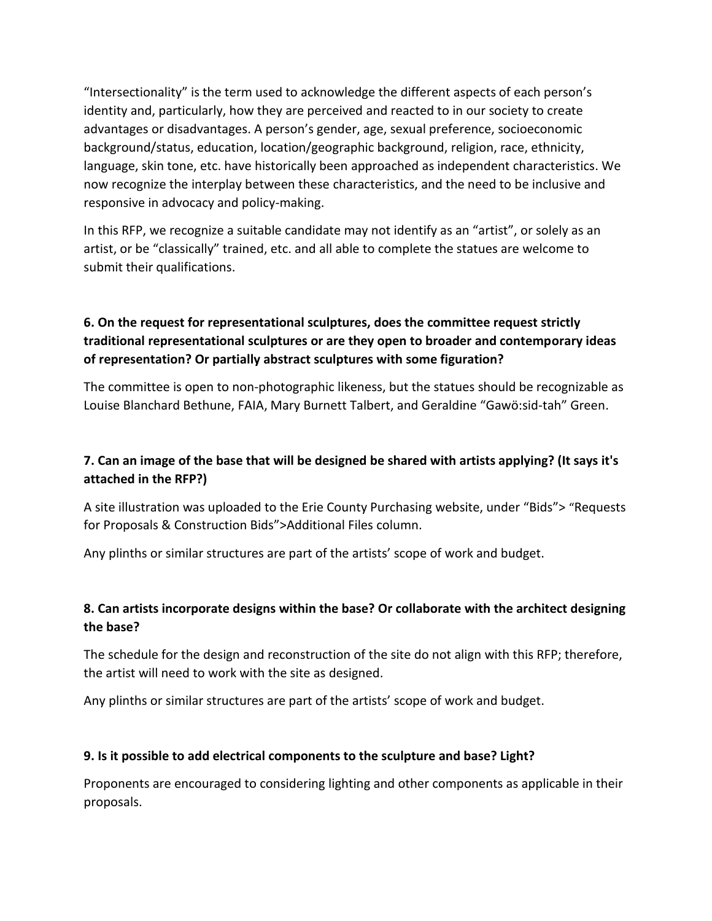"Intersectionality" is the term used to acknowledge the different aspects of each person's identity and, particularly, how they are perceived and reacted to in our society to create advantages or disadvantages. A person's gender, age, sexual preference, socioeconomic background/status, education, location/geographic background, religion, race, ethnicity, language, skin tone, etc. have historically been approached as independent characteristics. We now recognize the interplay between these characteristics, and the need to be inclusive and responsive in advocacy and policy-making.

In this RFP, we recognize a suitable candidate may not identify as an "artist", or solely as an artist, or be "classically" trained, etc. and all able to complete the statues are welcome to submit their qualifications.

**6. On the request for representational sculptures, does the committee request strictly traditional representational sculptures or are they open to broader and contemporary ideas of representation? Or partially abstract sculptures with some figuration?**

The committee is open to non-photographic likeness, but the statues should be recognizable as Louise Blanchard Bethune, FAIA, Mary Burnett Talbert, and Geraldine "Gawö:sid-tah" Green.

**7. Can an image of the base that will be designed be shared with artists applying? (It says it's attached in the RFP?)**

A site illustration was uploaded to the Erie County Purchasing website, under "Bids"> "Requests for Proposals & Construction Bids">Additional Files column.

Any plinths or similar structures are part of the artists' scope of work and budget.

**8. Can artists incorporate designs within the base? Or collaborate with the architect designing the base?**

The schedule for the design and reconstruction of the site do not align with this RFP; therefore, the artist will need to work with the site as designed.

Any plinths or similar structures are part of the artists' scope of work and budget.

**9. Is it possible to add electrical components to the sculpture and base? Light?**

Proponents are encouraged to considering lighting and other components as applicable in their proposals.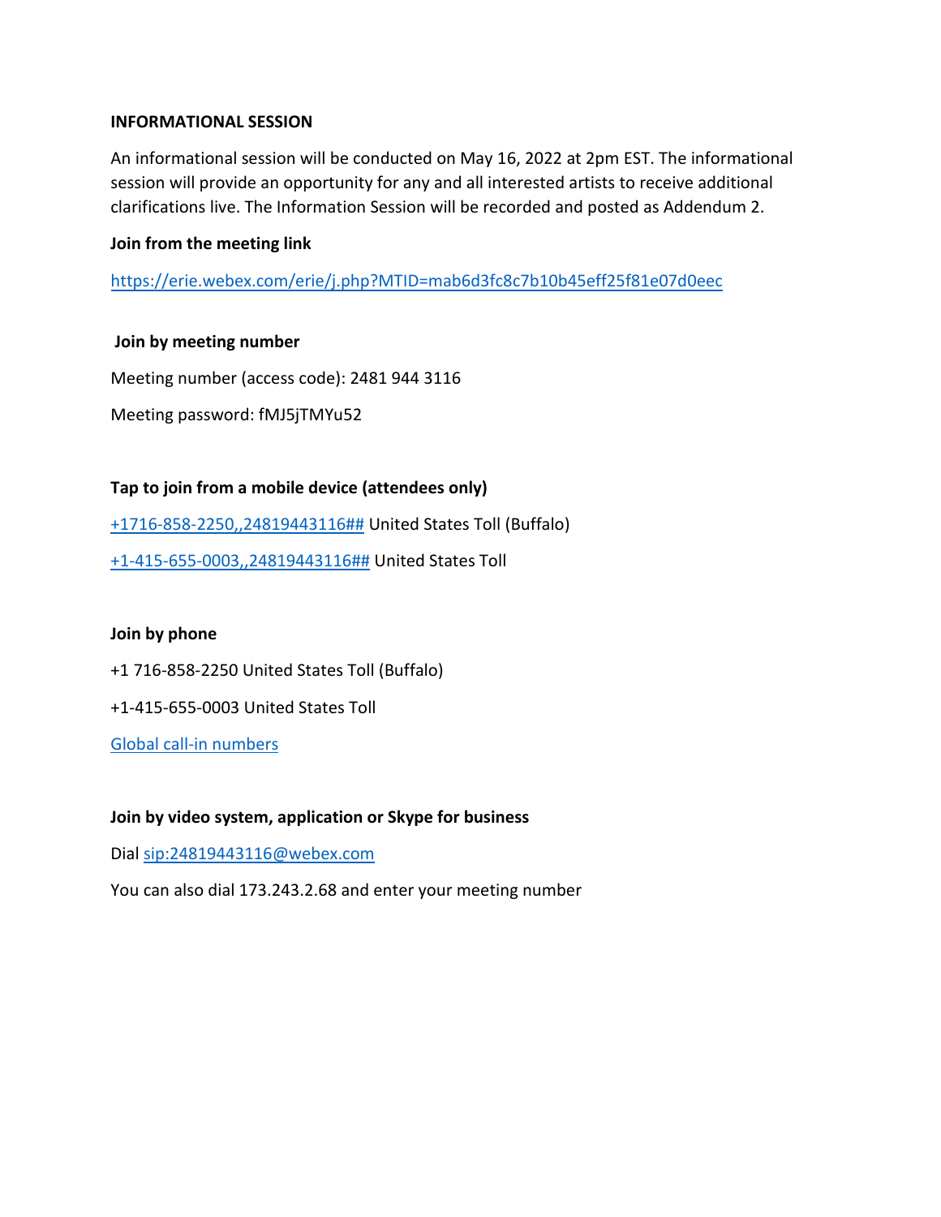**INFORMATIONAL SESSION**

An informational session will be conducted on May 16, 2022 at 2pm EST. The informational session will provide an opportunity for any and all interested artists to receive additional clarifications live. The Information Session will be recorded and posted as Addendum 2.

**Join from the meeting link**

https://erie.webex.com/erie/j.php?MTID=mab6d3fc8c7b10b45eff25f81e07d0eec

**Join by meeting number**

Meeting number (access code): 2481 944 3116

Meeting password: fMJ5jTMYu52

**Tap to join from a mobile device (attendees only)**

+1716-858-2250,,24819443116## United States Toll (Buffalo)

+1-415-655-0003,,24819443116## United States Toll

**Join by phone**

+1 716-858-2250 United States Toll (Buffalo)

+1-415-655-0003 United States Toll

Global call-in numbers

**Join by video system, application or Skype for business**

Dial sip:24819443116@webex.com

You can also dial 173.243.2.68 and enter your meeting number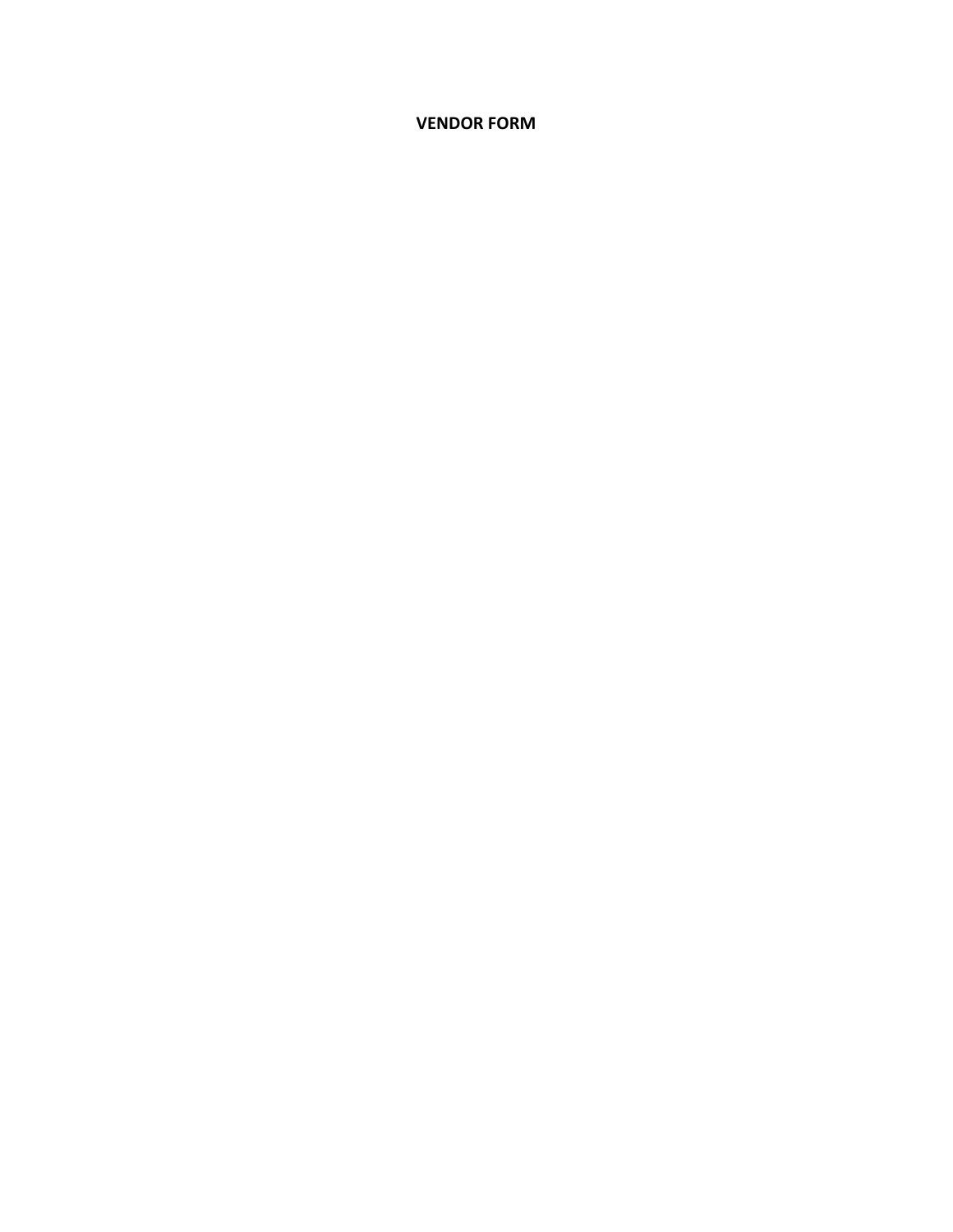**VENDOR FORM**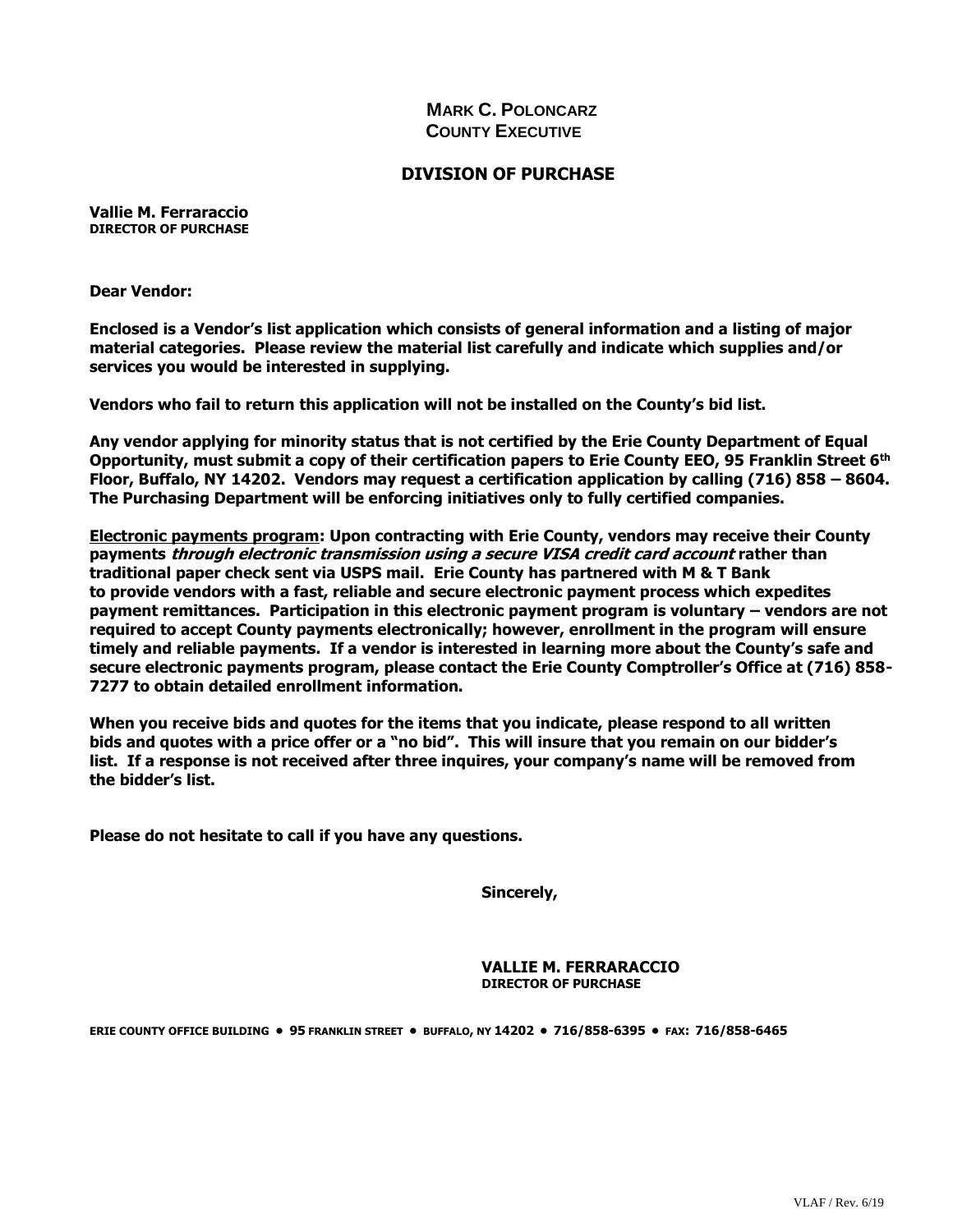**MARK C. POLONCARZ**
**COUNTY EXECUTIVE**

## DIVISION OF PURCHASE

**Vallie M. Ferraraccio**
**DIRECTOR OF PURCHASE**

**Dear Vendor:**

**Enclosed is a Vendor's list application which consists of general information and a listing of major material categories. Please review the material list carefully and indicate which supplies and/or services you would be interested in supplying.**

**Vendors who fail to return this application will not be installed on the County's bid list.**

**Any vendor applying for minority status that is not certified by the Erie County Department of Equal Opportunity, must submit a copy of their certification papers to Erie County EEO, 95 Franklin Street 6th Floor, Buffalo, NY 14202. Vendors may request a certification application by calling (716) 858 – 8604. The Purchasing Department will be enforcing initiatives only to fully certified companies.**

**Electronic payments program: Upon contracting with Erie County, vendors may receive their County payments *through electronic transmission using a secure VISA credit card account* rather than traditional paper check sent via USPS mail. Erie County has partnered with M & T Bank to provide vendors with a fast, reliable and secure electronic payment process which expedites payment remittances. Participation in this electronic payment program is voluntary – vendors are not required to accept County payments electronically; however, enrollment in the program will ensure timely and reliable payments. If a vendor is interested in learning more about the County's safe and secure electronic payments program, please contact the Erie County Comptroller's Office at (716) 858-7277 to obtain detailed enrollment information.**

**When you receive bids and quotes for the items that you indicate, please respond to all written bids and quotes with a price offer or a "no bid". This will insure that you remain on our bidder's list. If a response is not received after three inquires, your company's name will be removed from the bidder's list.**

**Please do not hesitate to call if you have any questions.**

**Sincerely,**

**VALLIE M. FERRARACCIO**
**DIRECTOR OF PURCHASE**

**ERIE COUNTY OFFICE BUILDING • 95 FRANKLIN STREET • BUFFALO, NY 14202 • 716/858-6395 • FAX: 716/858-6465**

VLAF / Rev. 6/19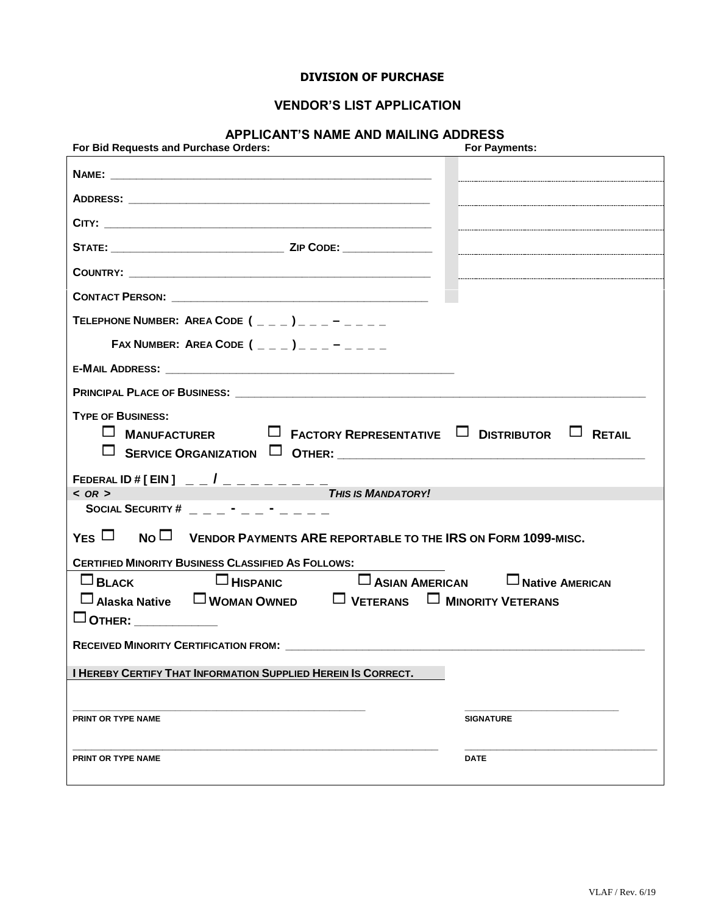**DIVISION OF PURCHASE**

## VENDOR'S LIST APPLICATION

### APPLICANT'S NAME AND MAILING ADDRESS

**For Bid Requests and Purchase Orders:** **For Payments:**

| For Bid Requests and Purchase Orders: | For Payments: |
|---|---|
| **NAME:** ____________________________________________ | ____________________ |
| **ADDRESS:** ____________________________________________ | ____________________ |
| **CITY:** ____________________________________________ | ____________________ |
| **STATE:** ________________________ **ZIP CODE:** _____________ | ____________________ |
| **COUNTRY:** ____________________________________________ | ____________________ |
| **CONTACT PERSON:** ____________________________________ | |

**TELEPHONE NUMBER: AREA CODE ( _ _ _ ) _ _ _ – _ _ _ _**

**FAX NUMBER: AREA CODE ( _ _ _ ) _ _ _ – _ _ _ _**

**E-MAIL ADDRESS:** ____________________________________________

**PRINCIPAL PLACE OF BUSINESS:** ____________________________________________

**TYPE OF BUSINESS:**

☐ **MANUFACTURER** ☐ **FACTORY REPRESENTATIVE** ☐ **DISTRIBUTOR** ☐ **RETAIL**

☐ **SERVICE ORGANIZATION** ☐ **OTHER:** ____________________________________________

**FEDERAL ID # [ EIN ] _ _ / _ _ _ _ _ _ _ _ _**

**< *OR* >** ***THIS IS MANDATORY!***

**SOCIAL SECURITY # _ _ _ - _ _ - _ _ _ _**

**YES** ☐ **NO** ☐ **VENDOR PAYMENTS ARE REPORTABLE TO THE IRS ON FORM 1099-MISC.**

**CERTIFIED MINORITY BUSINESS CLASSIFIED AS FOLLOWS:**

☐ **BLACK** ☐ **HISPANIC** ☐ **ASIAN AMERICAN** ☐ **Native AMERICAN**

☐ **Alaska Native** ☐ **WOMAN OWNED** ☐ **VETERANS** ☐ **MINORITY VETERANS**

☐ **OTHER:** ____________

**RECEIVED MINORITY CERTIFICATION FROM:** ____________________________________________

**I HEREBY CERTIFY THAT INFORMATION SUPPLIED HEREIN IS CORRECT.**

________________________________________ ________________________

**PRINT OR TYPE NAME** **SIGNATURE**

________________________________________ ________________________

**PRINT OR TYPE NAME** **DATE**

VLAF / Rev. 6/19